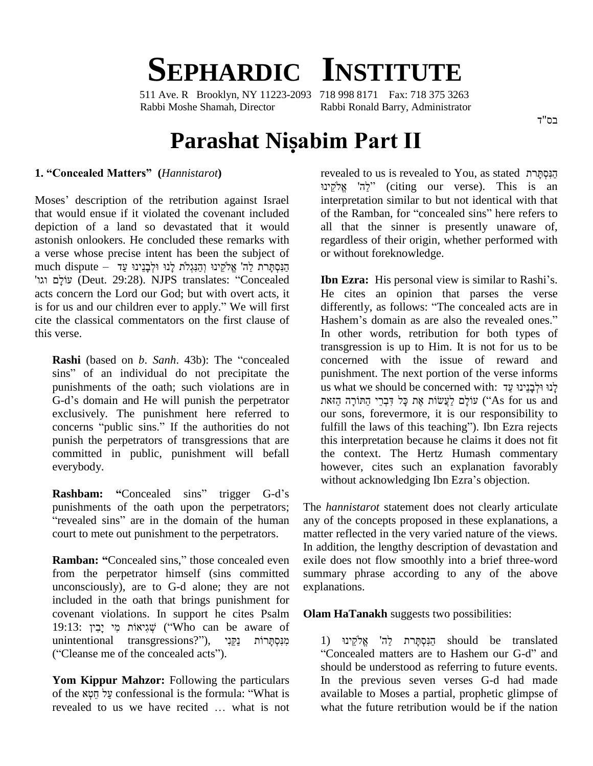# SEPHARDIC INSTITUTE

511 Ave. R Brooklyn, NY 11223-2093 718 998 8171 Fax: 718 375 3263
Rabbi Moshe Shamah, Director Rabbi Ronald Barry, Administrator

בס"ד

# Parashat Niṣabim Part II

## 1. "Concealed Matters" (*Hannistarot*)

Moses' description of the retribution against Israel that would ensue if it violated the covenant included depiction of a land so devastated that it would astonish onlookers. He concluded these remarks with a verse whose precise intent has been the subject of much dispute – הַנִּסְתָּרֹת לַה' אֱלֹקֵינוּ וְהַנִּגְלֹת לָנוּ וּלְבָנֵינוּ עַד עוֹלָם וגו' (Deut. 29:28). NJPS translates: "Concealed acts concern the Lord our God; but with overt acts, it is for us and our children ever to apply." We will first cite the classical commentators on the first clause of this verse.

**Rashi** (based on *b. Sanh*. 43b): The "concealed sins" of an individual do not precipitate the punishments of the oath; such violations are in G-d's domain and He will punish the perpetrator exclusively. The punishment here referred to concerns "public sins." If the authorities do not punish the perpetrators of transgressions that are committed in public, punishment will befall everybody.

**Rashbam:** "Concealed sins" trigger G-d's punishments of the oath upon the perpetrators; "revealed sins" are in the domain of the human court to mete out punishment to the perpetrators.

**Ramban:** "Concealed sins," those concealed even from the perpetrator himself (sins committed unconsciously), are to G-d alone; they are not included in the oath that brings punishment for covenant violations. In support he cites Psalm 19:13: שְׁגִיאוֹת מִי יָבִין ("Who can be aware of unintentional transgressions?"), מִנִּסְתָּרוֹת נַקֵּנִי ("Cleanse me of the concealed acts").

**Yom Kippur Mahzor:** Following the particulars of the עַל חֵטְא confessional is the formula: "What is revealed to us we have recited … what is not revealed to us is revealed to You, as stated הַנִּסְתָּרֹת לַה' אֱלֹקֵינוּ" (citing our verse). This is an interpretation similar to but not identical with that of the Ramban, for "concealed sins" here refers to all that the sinner is presently unaware of, regardless of their origin, whether performed with or without foreknowledge.

**Ibn Ezra:** His personal view is similar to Rashi's. He cites an opinion that parses the verse differently, as follows: "The concealed acts are in Hashem's domain as are also the revealed ones." In other words, retribution for both types of transgression is up to Him. It is not for us to be concerned with the issue of reward and punishment. The next portion of the verse informs us what we should be concerned with: לָנוּ וּלְבָנֵינוּ עַד עוֹלָם לַעֲשׂוֹת אֶת כָּל דִּבְרֵי הַתּוֹרָה הַזֹּאת ("As for us and our sons, forevermore, it is our responsibility to fulfill the laws of this teaching"). Ibn Ezra rejects this interpretation because he claims it does not fit the context. The Hertz Humash commentary however, cites such an explanation favorably without acknowledging Ibn Ezra's objection.

The *hannistarot* statement does not clearly articulate any of the concepts proposed in these explanations, a matter reflected in the very varied nature of the views. In addition, the lengthy description of devastation and exile does not flow smoothly into a brief three-word summary phrase according to any of the above explanations.

**Olam HaTanakh** suggests two possibilities:

1) הַנִּסְתָּרֹת לַה' אֱלֹקֵינוּ should be translated "Concealed matters are to Hashem our G-d" and should be understood as referring to future events. In the previous seven verses G-d had made available to Moses a partial, prophetic glimpse of what the future retribution would be if the nation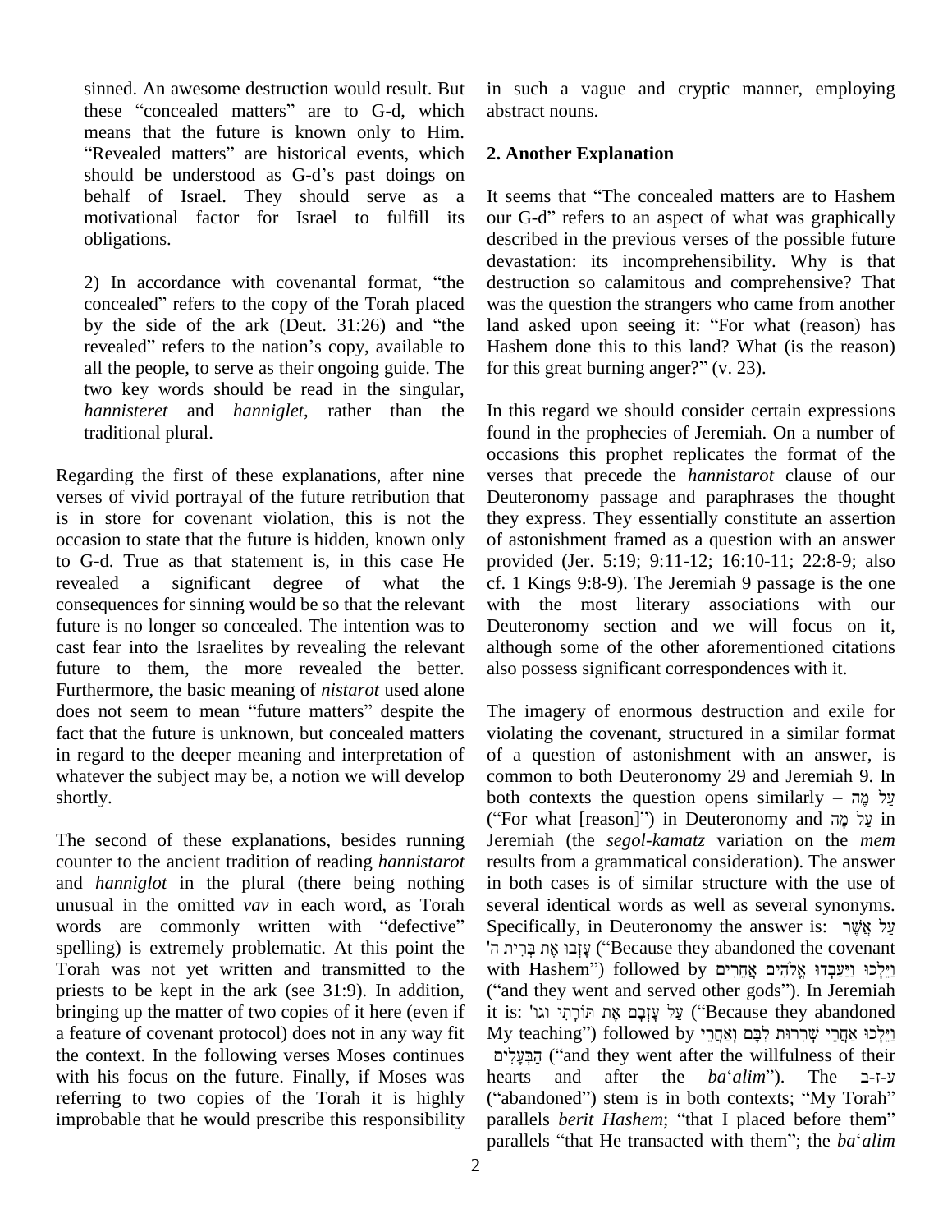sinned. An awesome destruction would result. But these "concealed matters" are to G-d, which means that the future is known only to Him. "Revealed matters" are historical events, which should be understood as G-d's past doings on behalf of Israel. They should serve as a motivational factor for Israel to fulfill its obligations.

2) In accordance with covenantal format, "the concealed" refers to the copy of the Torah placed by the side of the ark (Deut. 31:26) and "the revealed" refers to the nation's copy, available to all the people, to serve as their ongoing guide. The two key words should be read in the singular, *hannisteret* and *hanniglet*, rather than the traditional plural.

Regarding the first of these explanations, after nine verses of vivid portrayal of the future retribution that is in store for covenant violation, this is not the occasion to state that the future is hidden, known only to G-d. True as that statement is, in this case He revealed a significant degree of what the consequences for sinning would be so that the relevant future is no longer so concealed. The intention was to cast fear into the Israelites by revealing the relevant future to them, the more revealed the better. Furthermore, the basic meaning of *nistarot* used alone does not seem to mean "future matters" despite the fact that the future is unknown, but concealed matters in regard to the deeper meaning and interpretation of whatever the subject may be, a notion we will develop shortly.

The second of these explanations, besides running counter to the ancient tradition of reading *hannistarot* and *hanniglot* in the plural (there being nothing unusual in the omitted *vav* in each word, as Torah words are commonly written with "defective" spelling) is extremely problematic. At this point the Torah was not yet written and transmitted to the priests to be kept in the ark (see 31:9). In addition, bringing up the matter of two copies of it here (even if a feature of covenant protocol) does not in any way fit the context. In the following verses Moses continues with his focus on the future. Finally, if Moses was referring to two copies of the Torah it is highly improbable that he would prescribe this responsibility in such a vague and cryptic manner, employing abstract nouns.

## 2. Another Explanation

It seems that "The concealed matters are to Hashem our G-d" refers to an aspect of what was graphically described in the previous verses of the possible future devastation: its incomprehensibility. Why is that destruction so calamitous and comprehensive? That was the question the strangers who came from another land asked upon seeing it: "For what (reason) has Hashem done this to this land? What (is the reason) for this great burning anger?" (v. 23).

In this regard we should consider certain expressions found in the prophecies of Jeremiah. On a number of occasions this prophet replicates the format of the verses that precede the *hannistarot* clause of our Deuteronomy passage and paraphrases the thought they express. They essentially constitute an assertion of astonishment framed as a question with an answer provided (Jer. 5:19; 9:11-12; 16:10-11; 22:8-9; also cf. 1 Kings 9:8-9). The Jeremiah 9 passage is the one with the most literary associations with our Deuteronomy section and we will focus on it, although some of the other aforementioned citations also possess significant correspondences with it.

The imagery of enormous destruction and exile for violating the covenant, structured in a similar format of a question of astonishment with an answer, is common to both Deuteronomy 29 and Jeremiah 9. In both contexts the question opens similarly – עַל מֶה ("For what [reason]") in Deuteronomy and עַל מָה in Jeremiah (the *segol-kamatz* variation on the *mem* results from a grammatical consideration). The answer in both cases is of similar structure with the use of several identical words as well as several synonyms. Specifically, in Deuteronomy the answer is: עַל אֲשֶׁר עָזְבוּ אֶת בְּרִית ה' ("Because they abandoned the covenant with Hashem") followed by וַיֵּלְכוּ וַיַּעַבְדוּ אֱלֹהִים אֲחֵרִים ("and they went and served other gods"). In Jeremiah it is: עַל עָזְבָם אֶת תּוֹרָתִי וגו' ("Because they abandoned My teaching") followed by וַיֵּלְכוּ אַחֲרֵי שְׁרִרוּת לִבָּם וְאַחֲרֵי הַבְּעָלִים ("and they went after the willfulness of their hearts and after the *ba'alim*"). The ע-ז-ב ("abandoned") stem is in both contexts; "My Torah" parallels *berit Hashem*; "that I placed before them" parallels "that He transacted with them"; the *ba'alim*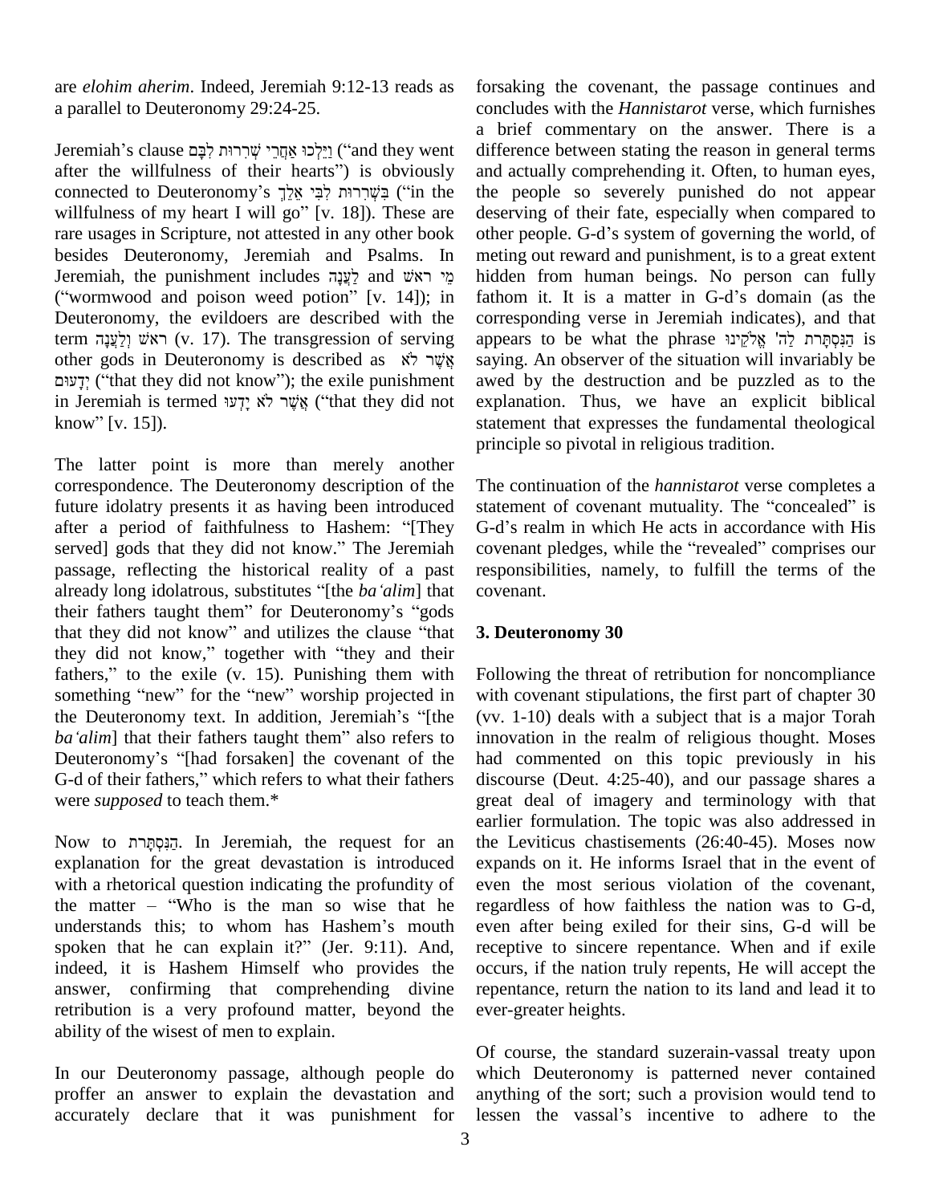are *elohim aherim*. Indeed, Jeremiah 9:12-13 reads as a parallel to Deuteronomy 29:24-25.

Jeremiah's clause וַיֵּלְכוּ אַחֲרֵי שְׁרִרוּת לִבָּם ("and they went after the willfulness of their hearts") is obviously connected to Deuteronomy's בִּשְׁרִרוּת לִבִּי אֵלֵךְ ("in the willfulness of my heart I will go" [v. 18]). These are rare usages in Scripture, not attested in any other book besides Deuteronomy, Jeremiah and Psalms. In Jeremiah, the punishment includes לַעֲנָה and מֵי ראשׁ ("wormwood and poison weed potion" [v. 14]); in Deuteronomy, the evildoers are described with the term ראשׁ וְלַעֲנָה (v. 17). The transgression of serving other gods in Deuteronomy is described as אֲשֶׁר לֹא יְדָעוּם ("that they did not know"); the exile punishment in Jeremiah is termed אֲשֶׁר לֹא יָדְעוּ ("that they did not know" [v. 15]).

The latter point is more than merely another correspondence. The Deuteronomy description of the future idolatry presents it as having been introduced after a period of faithfulness to Hashem: "[They served] gods that they did not know." The Jeremiah passage, reflecting the historical reality of a past already long idolatrous, substitutes "[the *ba'alim*] that their fathers taught them" for Deuteronomy's "gods that they did not know" and utilizes the clause "that they did not know," together with "they and their fathers," to the exile (v. 15). Punishing them with something "new" for the "new" worship projected in the Deuteronomy text. In addition, Jeremiah's "[the *ba'alim*] that their fathers taught them" also refers to Deuteronomy's "[had forsaken] the covenant of the G-d of their fathers," which refers to what their fathers were *supposed* to teach them.*

Now to הַנִּסְתָּרֹת. In Jeremiah, the request for an explanation for the great devastation is introduced with a rhetorical question indicating the profundity of the matter – "Who is the man so wise that he understands this; to whom has Hashem's mouth spoken that he can explain it?" (Jer. 9:11). And, indeed, it is Hashem Himself who provides the answer, confirming that comprehending divine retribution is a very profound matter, beyond the ability of the wisest of men to explain.

In our Deuteronomy passage, although people do proffer an answer to explain the devastation and accurately declare that it was punishment for forsaking the covenant, the passage continues and concludes with the *Hannistarot* verse, which furnishes a brief commentary on the answer. There is a difference between stating the reason in general terms and actually comprehending it. Often, to human eyes, the people so severely punished do not appear deserving of their fate, especially when compared to other people. G-d's system of governing the world, of meting out reward and punishment, is to a great extent hidden from human beings. No person can fully fathom it. It is a matter in G-d's domain (as the corresponding verse in Jeremiah indicates), and that appears to be what the phrase הַנִּסְתָּרֹת לַה' אֱלֹקֵינוּ is saying. An observer of the situation will invariably be awed by the destruction and be puzzled as to the explanation. Thus, we have an explicit biblical statement that expresses the fundamental theological principle so pivotal in religious tradition.

The continuation of the *hannistarot* verse completes a statement of covenant mutuality. The "concealed" is G-d's realm in which He acts in accordance with His covenant pledges, while the "revealed" comprises our responsibilities, namely, to fulfill the terms of the covenant.

### 3. Deuteronomy 30

Following the threat of retribution for noncompliance with covenant stipulations, the first part of chapter 30 (vv. 1-10) deals with a subject that is a major Torah innovation in the realm of religious thought. Moses had commented on this topic previously in his discourse (Deut. 4:25-40), and our passage shares a great deal of imagery and terminology with that earlier formulation. The topic was also addressed in the Leviticus chastisements (26:40-45). Moses now expands on it. He informs Israel that in the event of even the most serious violation of the covenant, regardless of how faithless the nation was to G-d, even after being exiled for their sins, G-d will be receptive to sincere repentance. When and if exile occurs, if the nation truly repents, He will accept the repentance, return the nation to its land and lead it to ever-greater heights.

Of course, the standard suzerain-vassal treaty upon which Deuteronomy is patterned never contained anything of the sort; such a provision would tend to lessen the vassal's incentive to adhere to the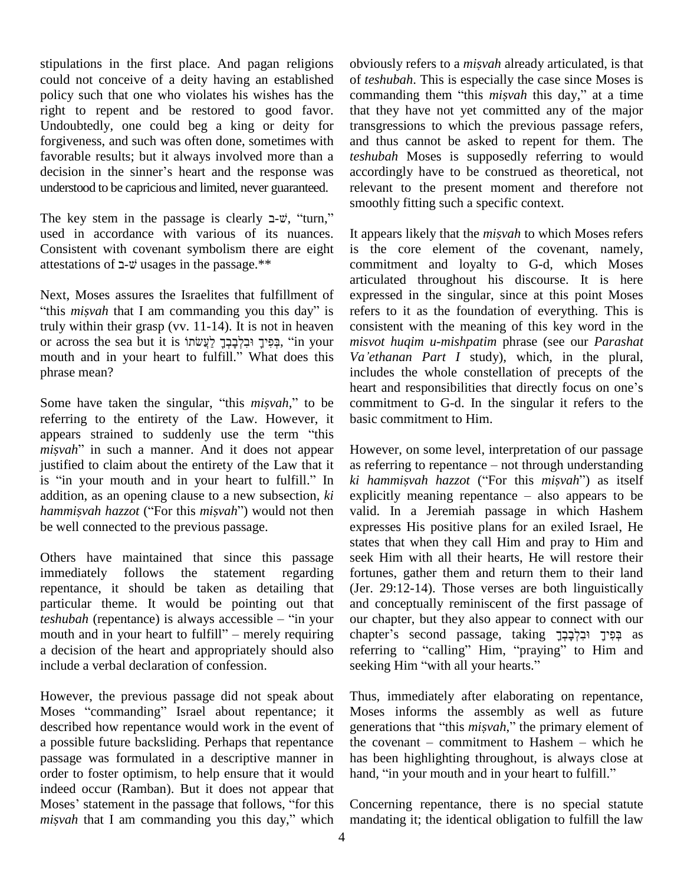stipulations in the first place. And pagan religions could not conceive of a deity having an established policy such that one who violates his wishes has the right to repent and be restored to good favor. Undoubtedly, one could beg a king or deity for forgiveness, and such was often done, sometimes with favorable results; but it always involved more than a decision in the sinner's heart and the response was understood to be capricious and limited, never guaranteed.

The key stem in the passage is clearly ש-ב, "turn," used in accordance with various of its nuances. Consistent with covenant symbolism there are eight attestations of ש-ב usages in the passage.**

Next, Moses assures the Israelites that fulfillment of "this *miṣvah* that I am commanding you this day" is truly within their grasp (vv. 11-14). It is not in heaven or across the sea but it is בְּפִיךָ וּבִלְבָבְךָ לַעֲשֹׂתוֹ, "in your mouth and in your heart to fulfill." What does this phrase mean?

Some have taken the singular, "this *miṣvah*," to be referring to the entirety of the Law. However, it appears strained to suddenly use the term "this *miṣvah*" in such a manner. And it does not appear justified to claim about the entirety of the Law that it is "in your mouth and in your heart to fulfill." In addition, as an opening clause to a new subsection, *ki hammiṣvah hazzot* ("For this *miṣvah*") would not then be well connected to the previous passage.

Others have maintained that since this passage immediately follows the statement regarding repentance, it should be taken as detailing that particular theme. It would be pointing out that *teshubah* (repentance) is always accessible – "in your mouth and in your heart to fulfill" – merely requiring a decision of the heart and appropriately should also include a verbal declaration of confession.

However, the previous passage did not speak about Moses "commanding" Israel about repentance; it described how repentance would work in the event of a possible future backsliding. Perhaps that repentance passage was formulated in a descriptive manner in order to foster optimism, to help ensure that it would indeed occur (Ramban). But it does not appear that Moses' statement in the passage that follows, "for this *miṣvah* that I am commanding you this day," which obviously refers to a *miṣvah* already articulated, is that of *teshubah*. This is especially the case since Moses is commanding them "this *miṣvah* this day," at a time that they have not yet committed any of the major transgressions to which the previous passage refers, and thus cannot be asked to repent for them. The *teshubah* Moses is supposedly referring to would accordingly have to be construed as theoretical, not relevant to the present moment and therefore not smoothly fitting such a specific context.

It appears likely that the *miṣvah* to which Moses refers is the core element of the covenant, namely, commitment and loyalty to G-d, which Moses articulated throughout his discourse. It is here expressed in the singular, since at this point Moses refers to it as the foundation of everything. This is consistent with the meaning of this key word in the *misvot huqim u-mishpatim* phrase (see our *Parashat Va'ethanan Part I* study), which, in the plural, includes the whole constellation of precepts of the heart and responsibilities that directly focus on one's commitment to G-d. In the singular it refers to the basic commitment to Him.

However, on some level, interpretation of our passage as referring to repentance – not through understanding *ki hammiṣvah hazzot* ("For this *miṣvah*") as itself explicitly meaning repentance – also appears to be valid. In a Jeremiah passage in which Hashem expresses His positive plans for an exiled Israel, He states that when they call Him and pray to Him and seek Him with all their hearts, He will restore their fortunes, gather them and return them to their land (Jer. 29:12-14). Those verses are both linguistically and conceptually reminiscent of the first passage of our chapter, but they also appear to connect with our chapter's second passage, taking בְּפִיךָ וּבִלְבָבְךָ as referring to "calling" Him, "praying" to Him and seeking Him "with all your hearts."

Thus, immediately after elaborating on repentance, Moses informs the assembly as well as future generations that "this *miṣvah*," the primary element of the covenant – commitment to Hashem – which he has been highlighting throughout, is always close at hand, "in your mouth and in your heart to fulfill."

Concerning repentance, there is no special statute mandating it; the identical obligation to fulfill the law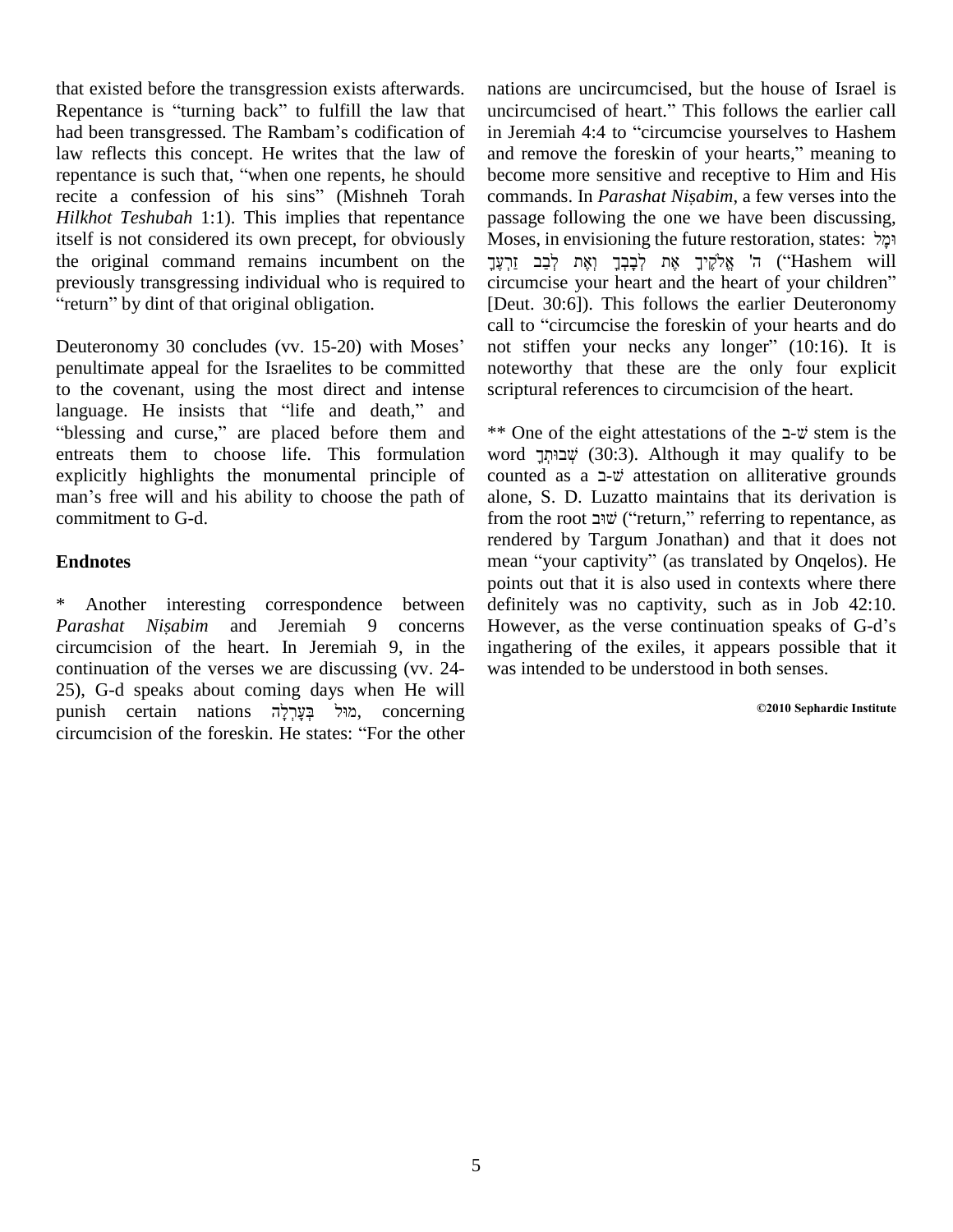that existed before the transgression exists afterwards. Repentance is "turning back" to fulfill the law that had been transgressed. The Rambam's codification of law reflects this concept. He writes that the law of repentance is such that, "when one repents, he should recite a confession of his sins" (Mishneh Torah *Hilkhot Teshubah* 1:1). This implies that repentance itself is not considered its own precept, for obviously the original command remains incumbent on the previously transgressing individual who is required to "return" by dint of that original obligation.

Deuteronomy 30 concludes (vv. 15-20) with Moses' penultimate appeal for the Israelites to be committed to the covenant, using the most direct and intense language. He insists that "life and death," and "blessing and curse," are placed before them and entreats them to choose life. This formulation explicitly highlights the monumental principle of man's free will and his ability to choose the path of commitment to G-d.

## Endnotes

* Another interesting correspondence between *Parashat Niṣabim* and Jeremiah 9 concerns circumcision of the heart. In Jeremiah 9, in the continuation of the verses we are discussing (vv. 24-25), G-d speaks about coming days when He will punish certain nations מוּל בְּעָרְלָה, concerning circumcision of the foreskin. He states: "For the other nations are uncircumcised, but the house of Israel is uncircumcised of heart." This follows the earlier call in Jeremiah 4:4 to "circumcise yourselves to Hashem and remove the foreskin of your hearts," meaning to become more sensitive and receptive to Him and His commands. In *Parashat Niṣabim*, a few verses into the passage following the one we have been discussing, Moses, in envisioning the future restoration, states: וּמָל ה' אֱלֹקֶיךָ אֶת לְבָבְךָ וְאֶת לְבַב זַרְעֶךָ ("Hashem will circumcise your heart and the heart of your children" [Deut. 30:6]). This follows the earlier Deuteronomy call to "circumcise the foreskin of your hearts and do not stiffen your necks any longer" (10:16). It is noteworthy that these are the only four explicit scriptural references to circumcision of the heart.

** One of the eight attestations of the ש-ב stem is the word שְׁבוּתְךָ (30:3). Although it may qualify to be counted as a ש-ב attestation on alliterative grounds alone, S. D. Luzatto maintains that its derivation is from the root שׁוּב ("return," referring to repentance, as rendered by Targum Jonathan) and that it does not mean "your captivity" (as translated by Onqelos). He points out that it is also used in contexts where there definitely was no captivity, such as in Job 42:10. However, as the verse continuation speaks of G-d's ingathering of the exiles, it appears possible that it was intended to be understood in both senses.

**©2010 Sephardic Institute**